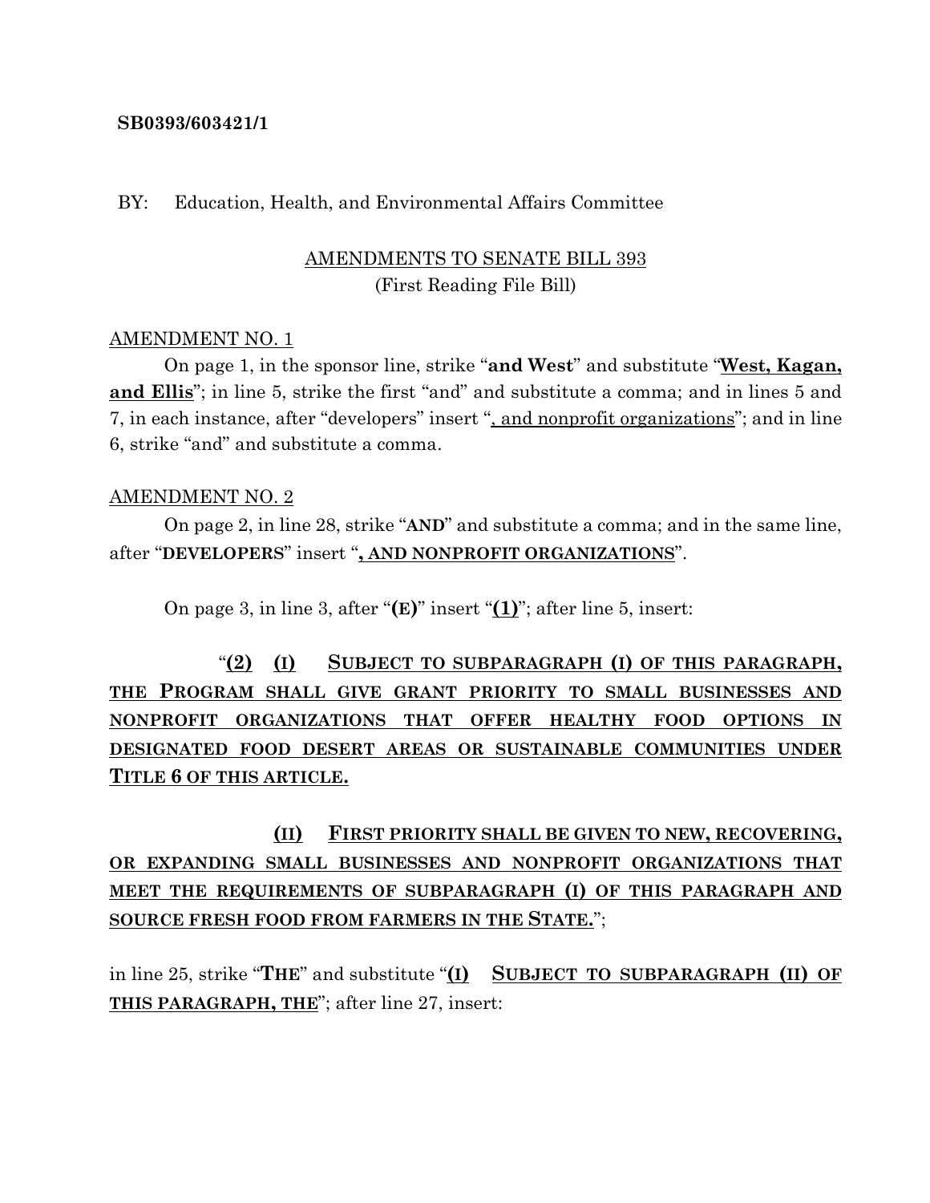**SB0393/603421/1**

BY: Education, Health, and Environmental Affairs Committee

AMENDMENTS TO SENATE BILL 393
(First Reading File Bill)

AMENDMENT NO. 1

On page 1, in the sponsor line, strike "**and West**" and substitute "**<u>West, Kagan, and Ellis</u>**"; in line 5, strike the first "and" and substitute a comma; and in lines 5 and 7, in each instance, after "developers" insert "<u>, and nonprofit organizations</u>"; and in line 6, strike "and" and substitute a comma.

AMENDMENT NO. 2

On page 2, in line 28, strike "**AND**" and substitute a comma; and in the same line, after "**DEVELOPERS**" insert "**<u>, AND NONPROFIT ORGANIZATIONS</u>**".

On page 3, in line 3, after "**(E)**" insert "**<u>(1)</u>**"; after line 5, insert:

"**<u>(2) (I) SUBJECT TO SUBPARAGRAPH (I) OF THIS PARAGRAPH, THE PROGRAM SHALL GIVE GRANT PRIORITY TO SMALL BUSINESSES AND NONPROFIT ORGANIZATIONS THAT OFFER HEALTHY FOOD OPTIONS IN DESIGNATED FOOD DESERT AREAS OR SUSTAINABLE COMMUNITIES UNDER TITLE 6 OF THIS ARTICLE.</u>**

**<u>(II) FIRST PRIORITY SHALL BE GIVEN TO NEW, RECOVERING, OR EXPANDING SMALL BUSINESSES AND NONPROFIT ORGANIZATIONS THAT MEET THE REQUIREMENTS OF SUBPARAGRAPH (I) OF THIS PARAGRAPH AND SOURCE FRESH FOOD FROM FARMERS IN THE STATE.</u>**";

in line 25, strike "**THE**" and substitute "**<u>(I) SUBJECT TO SUBPARAGRAPH (II) OF THIS PARAGRAPH, THE</u>**"; after line 27, insert: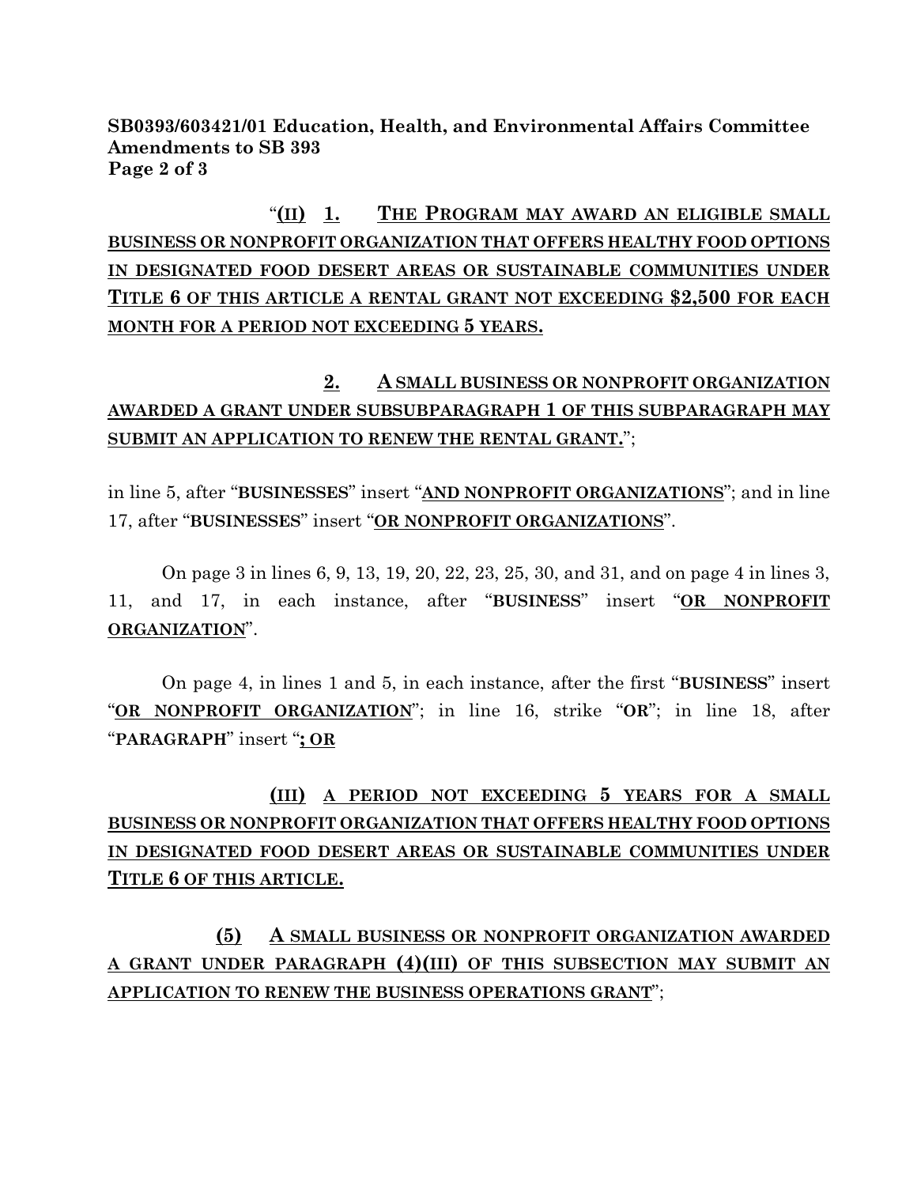"**(II)** **1.** **THE PROGRAM MAY AWARD AN ELIGIBLE SMALL BUSINESS OR NONPROFIT ORGANIZATION THAT OFFERS HEALTHY FOOD OPTIONS IN DESIGNATED FOOD DESERT AREAS OR SUSTAINABLE COMMUNITIES UNDER TITLE 6 OF THIS ARTICLE A RENTAL GRANT NOT EXCEEDING $2,500 FOR EACH MONTH FOR A PERIOD NOT EXCEEDING 5 YEARS.**

**2.** **A SMALL BUSINESS OR NONPROFIT ORGANIZATION AWARDED A GRANT UNDER SUBSUBPARAGRAPH 1 OF THIS SUBPARAGRAPH MAY SUBMIT AN APPLICATION TO RENEW THE RENTAL GRANT.**";

in line 5, after "**BUSINESSES**" insert "**AND NONPROFIT ORGANIZATIONS**"; and in line 17, after "**BUSINESSES**" insert "**OR NONPROFIT ORGANIZATIONS**".

On page 3 in lines 6, 9, 13, 19, 20, 22, 23, 25, 30, and 31, and on page 4 in lines 3, 11, and 17, in each instance, after "**BUSINESS**" insert "**OR NONPROFIT ORGANIZATION**".

On page 4, in lines 1 and 5, in each instance, after the first "**BUSINESS**" insert "**OR NONPROFIT ORGANIZATION**"; in line 16, strike "**OR**"; in line 18, after "**PARAGRAPH**" insert "**; OR**

**(III)** **A PERIOD NOT EXCEEDING 5 YEARS FOR A SMALL BUSINESS OR NONPROFIT ORGANIZATION THAT OFFERS HEALTHY FOOD OPTIONS IN DESIGNATED FOOD DESERT AREAS OR SUSTAINABLE COMMUNITIES UNDER TITLE 6 OF THIS ARTICLE.**

**(5)** **A SMALL BUSINESS OR NONPROFIT ORGANIZATION AWARDED A GRANT UNDER PARAGRAPH (4)(III) OF THIS SUBSECTION MAY SUBMIT AN APPLICATION TO RENEW THE BUSINESS OPERATIONS GRANT**";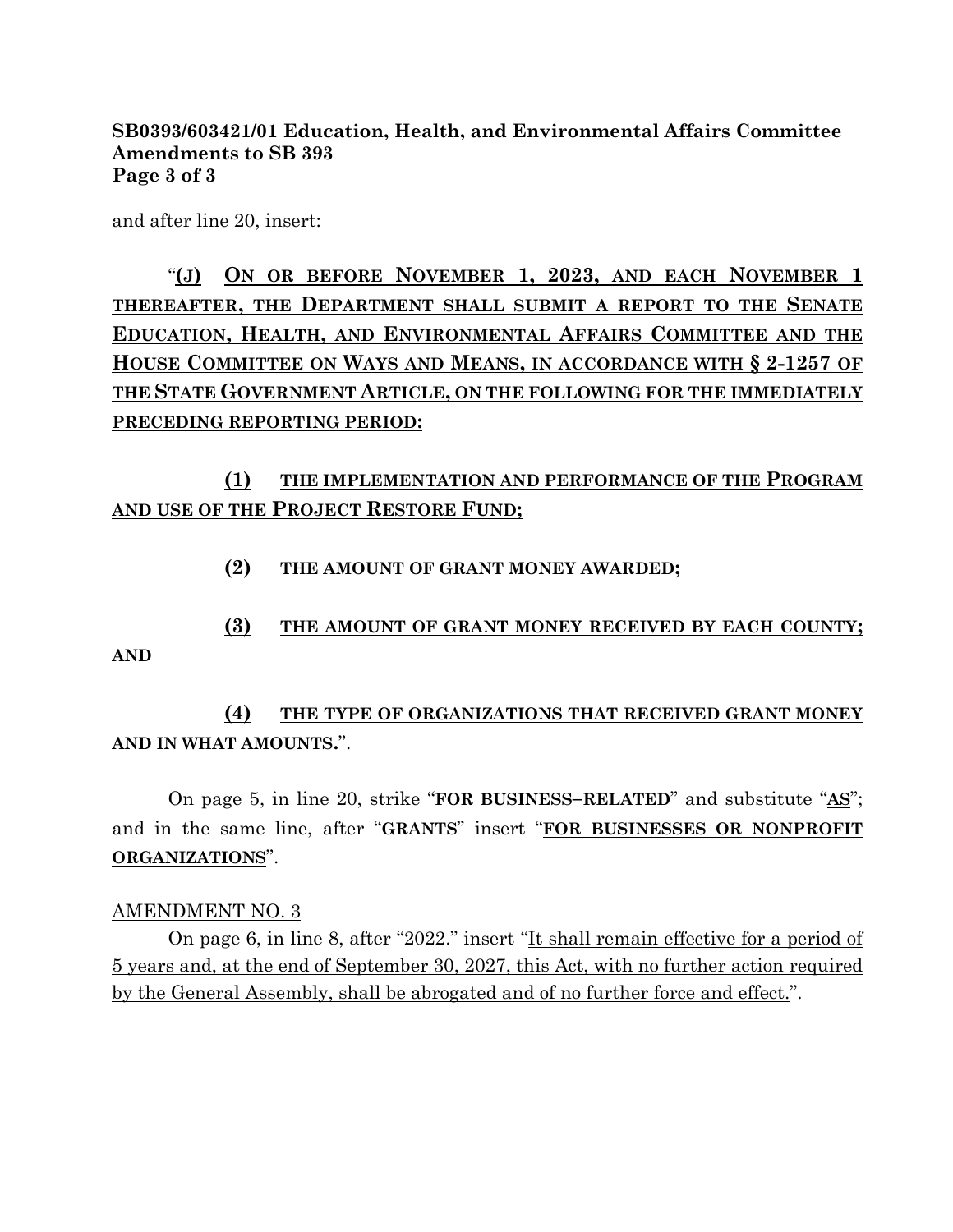**SB0393/603421/01 Education, Health, and Environmental Affairs Committee**
**Amendments to SB 393**
**Page 3 of 3**

and after line 20, insert:

"**(J) ON OR BEFORE NOVEMBER 1, 2023, AND EACH NOVEMBER 1 THEREAFTER, THE DEPARTMENT SHALL SUBMIT A REPORT TO THE SENATE EDUCATION, HEALTH, AND ENVIRONMENTAL AFFAIRS COMMITTEE AND THE HOUSE COMMITTEE ON WAYS AND MEANS, IN ACCORDANCE WITH § 2-1257 OF THE STATE GOVERNMENT ARTICLE, ON THE FOLLOWING FOR THE IMMEDIATELY PRECEDING REPORTING PERIOD:**

**(1) THE IMPLEMENTATION AND PERFORMANCE OF THE PROGRAM AND USE OF THE PROJECT RESTORE FUND;**

**(2) THE AMOUNT OF GRANT MONEY AWARDED;**

**(3) THE AMOUNT OF GRANT MONEY RECEIVED BY EACH COUNTY; AND**

**(4) THE TYPE OF ORGANIZATIONS THAT RECEIVED GRANT MONEY AND IN WHAT AMOUNTS.**".

On page 5, in line 20, strike "**FOR BUSINESS–RELATED**" and substitute "**AS**"; and in the same line, after "**GRANTS**" insert "**FOR BUSINESSES OR NONPROFIT ORGANIZATIONS**".

AMENDMENT NO. 3

On page 6, in line 8, after "2022." insert "It shall remain effective for a period of 5 years and, at the end of September 30, 2027, this Act, with no further action required by the General Assembly, shall be abrogated and of no further force and effect.".